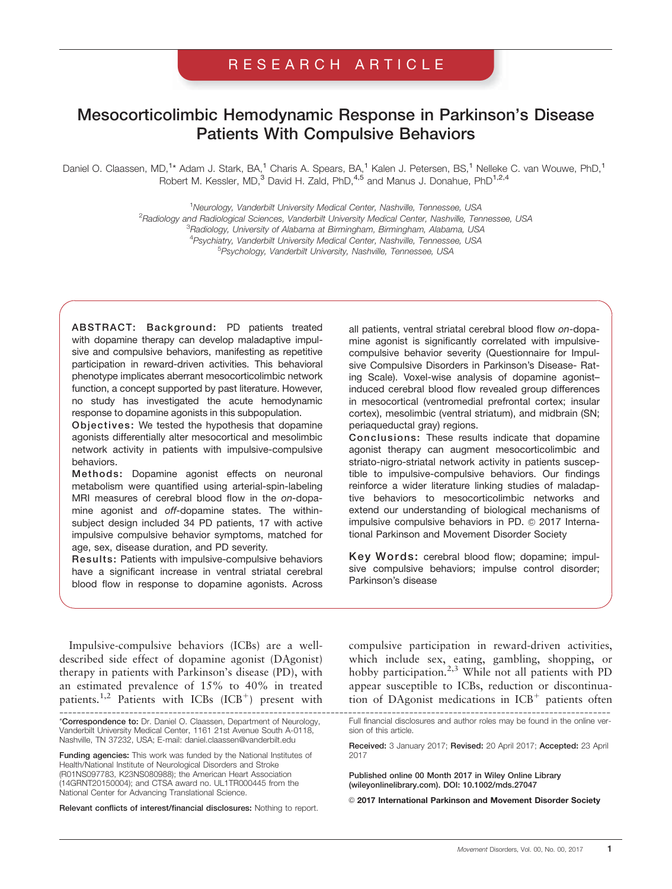RESEARCH ARTICLE

# Mesocorticolimbic Hemodynamic Response in Parkinson's Disease Patients With Compulsive Behaviors

Daniel O. Claassen, MD,[1]* Adam J. Stark, BA,[1] Charis A. Spears, BA,[1] Kalen J. Petersen, BS,[1] Nelleke C. van Wouwe, PhD,[1] Robert M. Kessler, MD,[3] David H. Zald, PhD,[4,5] and Manus J. Donahue, PhD[1,2,4]

[1]*Neurology, Vanderbilt University Medical Center, Nashville, Tennessee, USA*
[2]*Radiology and Radiological Sciences, Vanderbilt University Medical Center, Nashville, Tennessee, USA*
[3]*Radiology, University of Alabama at Birmingham, Birmingham, Alabama, USA*
[4]*Psychiatry, Vanderbilt University Medical Center, Nashville, Tennessee, USA*
[5]*Psychology, Vanderbilt University, Nashville, Tennessee, USA*

**ABSTRACT: Background:** PD patients treated with dopamine therapy can develop maladaptive impulsive and compulsive behaviors, manifesting as repetitive participation in reward-driven activities. This behavioral phenotype implicates aberrant mesocorticolimbic network function, a concept supported by past literature. However, no study has investigated the acute hemodynamic response to dopamine agonists in this subpopulation.
**Objectives:** We tested the hypothesis that dopamine agonists differentially alter mesocortical and mesolimbic network activity in patients with impulsive-compulsive behaviors.
**Methods:** Dopamine agonist effects on neuronal metabolism were quantified using arterial-spin-labeling MRI measures of cerebral blood flow in the *on*-dopamine agonist and *off*-dopamine states. The within-subject design included 34 PD patients, 17 with active impulsive compulsive behavior symptoms, matched for age, sex, disease duration, and PD severity.
**Results:** Patients with impulsive-compulsive behaviors have a significant increase in ventral striatal cerebral blood flow in response to dopamine agonists. Across all patients, ventral striatal cerebral blood flow *on*-dopamine agonist is significantly correlated with impulsive-compulsive behavior severity (Questionnaire for Impulsive Compulsive Disorders in Parkinson's Disease- Rating Scale). Voxel-wise analysis of dopamine agonist–induced cerebral blood flow revealed group differences in mesocortical (ventromedial prefrontal cortex; insular cortex), mesolimbic (ventral striatum), and midbrain (SN; periaqueductal gray) regions.
**Conclusions:** These results indicate that dopamine agonist therapy can augment mesocorticolimbic and striato-nigro-striatal network activity in patients susceptible to impulsive-compulsive behaviors. Our findings reinforce a wider literature linking studies of maladaptive behaviors to mesocorticolimbic networks and extend our understanding of biological mechanisms of impulsive compulsive behaviors in PD. © 2017 International Parkinson and Movement Disorder Society

**Key Words:** cerebral blood flow; dopamine; impulsive compulsive behaviors; impulse control disorder; Parkinson's disease

Impulsive-compulsive behaviors (ICBs) are a well-described side effect of dopamine agonist (DAgonist) therapy in patients with Parkinson's disease (PD), with an estimated prevalence of 15% to 40% in treated patients.[1,2] Patients with ICBs ($ICB^+$) present with compulsive participation in reward-driven activities, which include sex, eating, gambling, shopping, or hobby participation.[2,3] While not all patients with PD appear susceptible to ICBs, reduction or discontinuation of DAgonist medications in $ICB^+$ patients often

---

*__Correspondence to:__ Dr. Daniel O. Claassen, Department of Neurology, Vanderbilt University Medical Center, 1161 21st Avenue South A-0118, Nashville, TN 37232, USA; E-mail: daniel.claassen@vanderbilt.edu

**Funding agencies:** This work was funded by the National Institutes of Health/National Institute of Neurological Disorders and Stroke (R01NS097783, K23NS080988); the American Heart Association (14GRNT20150004); and CTSA award no. UL1TR000445 from the National Center for Advancing Translational Science.

**Relevant conflicts of interest/financial disclosures:** Nothing to report.

Full financial disclosures and author roles may be found in the online version of this article.

**Received:** 3 January 2017; **Revised:** 20 April 2017; **Accepted:** 23 April 2017

**Published online 00 Month 2017 in Wiley Online Library (wileyonlinelibrary.com). DOI: 10.1002/mds.27047**

**© 2017 International Parkinson and Movement Disorder Society**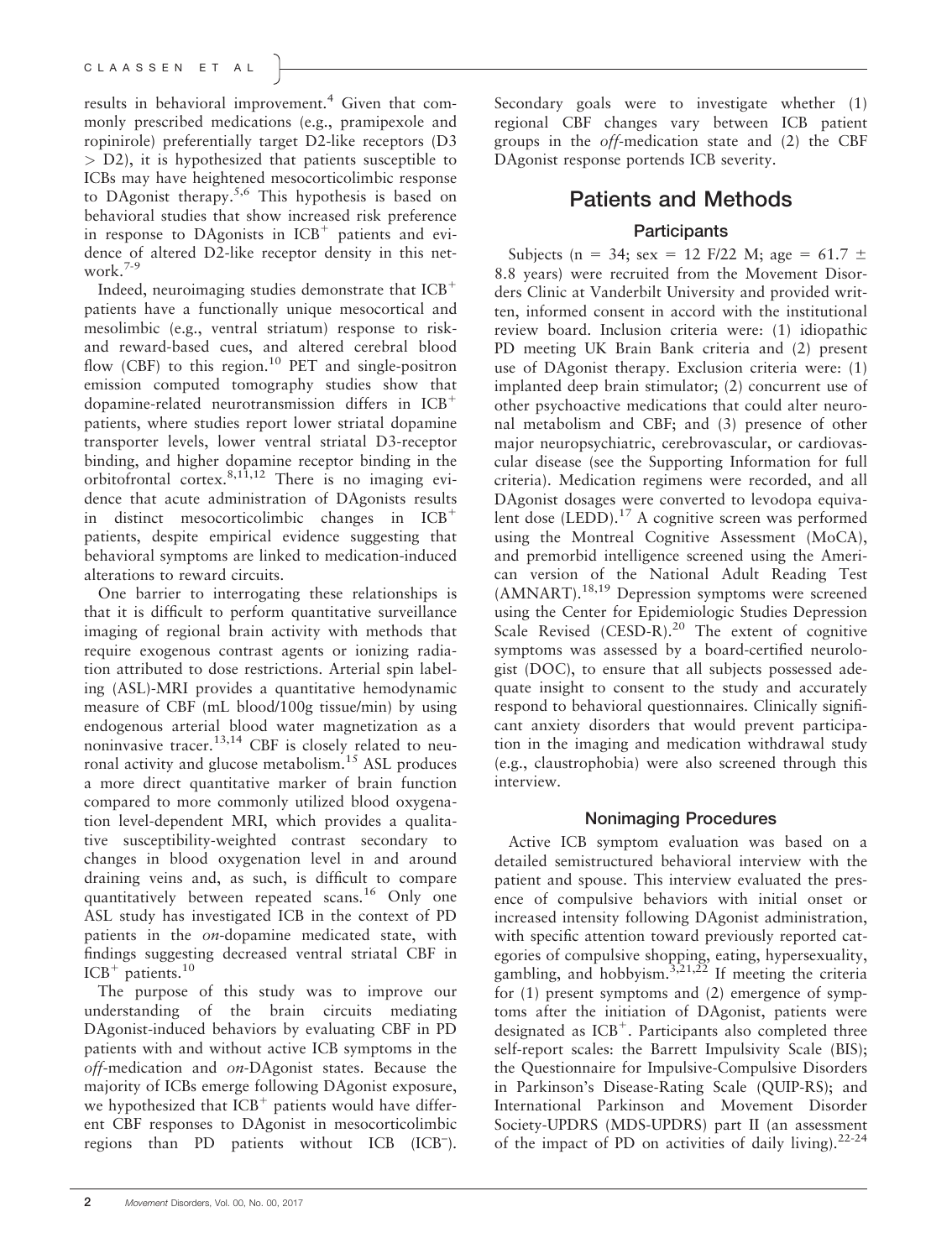results in behavioral improvement.[4] Given that commonly prescribed medications (e.g., pramipexole and ropinirole) preferentially target D2-like receptors (D3 > D2), it is hypothesized that patients susceptible to ICBs may have heightened mesocorticolimbic response to DAgonist therapy.[5,6] This hypothesis is based on behavioral studies that show increased risk preference in response to DAgonists in $ICB^+$ patients and evidence of altered D2-like receptor density in this network.[7-9]

Indeed, neuroimaging studies demonstrate that $ICB^+$ patients have a functionally unique mesocortical and mesolimbic (e.g., ventral striatum) response to risk- and reward-based cues, and altered cerebral blood flow (CBF) to this region.[10] PET and single-positron emission computed tomography studies show that dopamine-related neurotransmission differs in $ICB^+$ patients, where studies report lower striatal dopamine transporter levels, lower ventral striatal D3-receptor binding, and higher dopamine receptor binding in the orbitofrontal cortex.[8,11,12] There is no imaging evidence that acute administration of DAgonists results in distinct mesocorticolimbic changes in $ICB^+$ patients, despite empirical evidence suggesting that behavioral symptoms are linked to medication-induced alterations to reward circuits.

One barrier to interrogating these relationships is that it is difficult to perform quantitative surveillance imaging of regional brain activity with methods that require exogenous contrast agents or ionizing radiation attributed to dose restrictions. Arterial spin labeling (ASL)-MRI provides a quantitative hemodynamic measure of CBF (mL blood/100g tissue/min) by using endogenous arterial blood water magnetization as a noninvasive tracer.[13,14] CBF is closely related to neuronal activity and glucose metabolism.[15] ASL produces a more direct quantitative marker of brain function compared to more commonly utilized blood oxygenation level-dependent MRI, which provides a qualitative susceptibility-weighted contrast secondary to changes in blood oxygenation level in and around draining veins and, as such, is difficult to compare quantitatively between repeated scans.[16] Only one ASL study has investigated ICB in the context of PD patients in the *on*-dopamine medicated state, with findings suggesting decreased ventral striatal CBF in $ICB^+$ patients.[10]

The purpose of this study was to improve our understanding of the brain circuits mediating DAgonist-induced behaviors by evaluating CBF in PD patients with and without active ICB symptoms in the *off*-medication and *on*-DAgonist states. Because the majority of ICBs emerge following DAgonist exposure, we hypothesized that $ICB^+$ patients would have different CBF responses to DAgonist in mesocorticolimbic regions than PD patients without ICB ($ICB^-$). Secondary goals were to investigate whether (1) regional CBF changes vary between ICB patient groups in the *off*-medication state and (2) the CBF DAgonist response portends ICB severity.

## Patients and Methods

### Participants

Subjects (n = 34; sex = 12 F/22 M; age = 61.7 ± 8.8 years) were recruited from the Movement Disorders Clinic at Vanderbilt University and provided written, informed consent in accord with the institutional review board. Inclusion criteria were: (1) idiopathic PD meeting UK Brain Bank criteria and (2) present use of DAgonist therapy. Exclusion criteria were: (1) implanted deep brain stimulator; (2) concurrent use of other psychoactive medications that could alter neuronal metabolism and CBF; and (3) presence of other major neuropsychiatric, cerebrovascular, or cardiovascular disease (see the Supporting Information for full criteria). Medication regimens were recorded, and all DAgonist dosages were converted to levodopa equivalent dose (LEDD).[17] A cognitive screen was performed using the Montreal Cognitive Assessment (MoCA), and premorbid intelligence screened using the American version of the National Adult Reading Test (AMNART).[18,19] Depression symptoms were screened using the Center for Epidemiologic Studies Depression Scale Revised (CESD-R).[20] The extent of cognitive symptoms was assessed by a board-certified neurologist (DOC), to ensure that all subjects possessed adequate insight to consent to the study and accurately respond to behavioral questionnaires. Clinically significant anxiety disorders that would prevent participation in the imaging and medication withdrawal study (e.g., claustrophobia) were also screened through this interview.

### Nonimaging Procedures

Active ICB symptom evaluation was based on a detailed semistructured behavioral interview with the patient and spouse. This interview evaluated the presence of compulsive behaviors with initial onset or increased intensity following DAgonist administration, with specific attention toward previously reported categories of compulsive shopping, eating, hypersexuality, gambling, and hobbyism.[3,21,22] If meeting the criteria for (1) present symptoms and (2) emergence of symptoms after the initiation of DAgonist, patients were designated as $ICB^+$. Participants also completed three self-report scales: the Barrett Impulsivity Scale (BIS); the Questionnaire for Impulsive-Compulsive Disorders in Parkinson's Disease-Rating Scale (QUIP-RS); and International Parkinson and Movement Disorder Society-UPDRS (MDS-UPDRS) part II (an assessment of the impact of PD on activities of daily living).[22-24]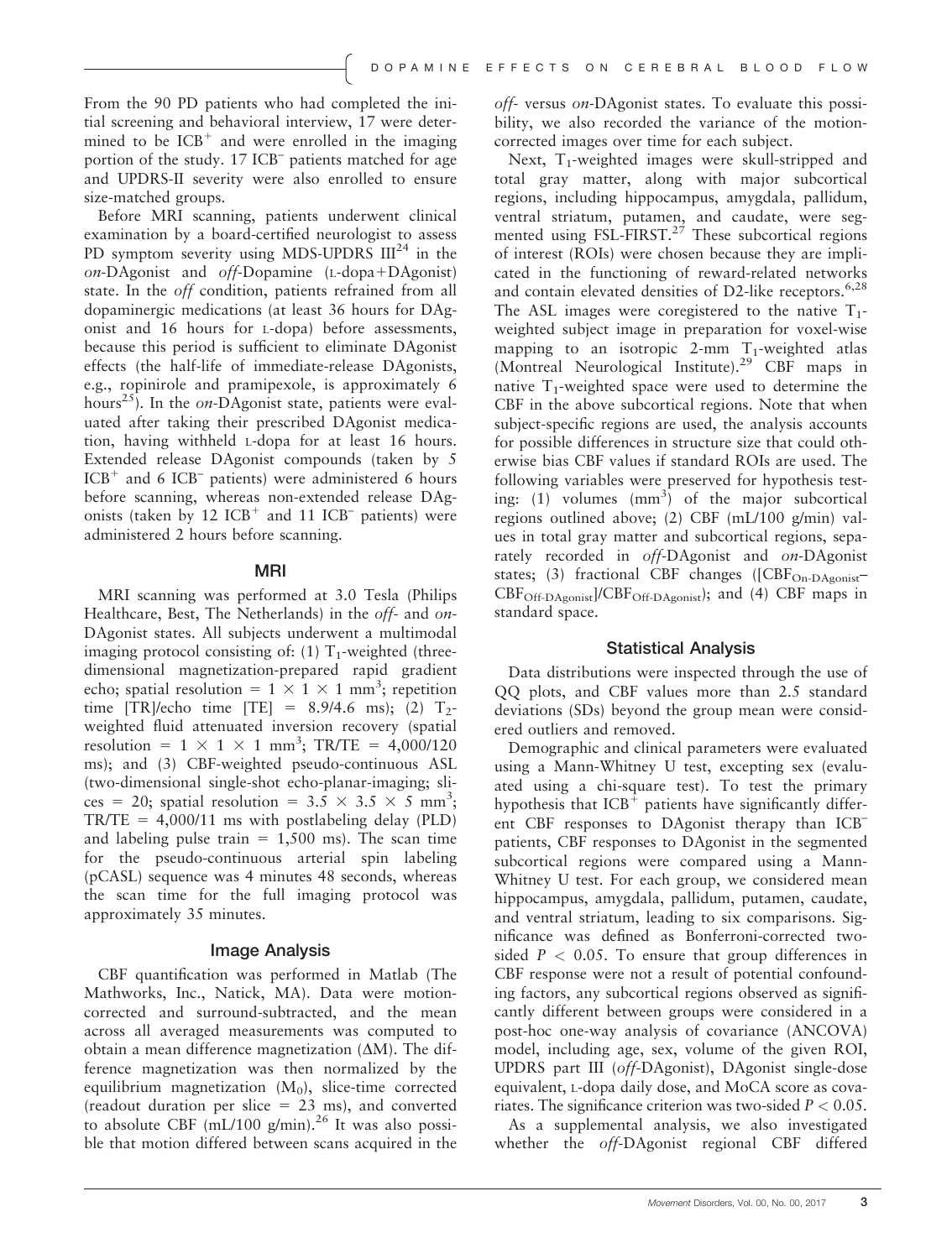From the 90 PD patients who had completed the initial screening and behavioral interview, 17 were determined to be $ICB^+$ and were enrolled in the imaging portion of the study. 17 $ICB^–$ patients matched for age and UPDRS-II severity were also enrolled to ensure size-matched groups.

Before MRI scanning, patients underwent clinical examination by a board-certified neurologist to assess PD symptom severity using MDS-UPDRS III[24] in the *on*-DAgonist and *off*-Dopamine (L-dopa+DAgonist) state. In the *off* condition, patients refrained from all dopaminergic medications (at least 36 hours for DAgonist and 16 hours for L-dopa) before assessments, because this period is sufficient to eliminate DAgonist effects (the half-life of immediate-release DAgonists, e.g., ropinirole and pramipexole, is approximately 6 hours[25]). In the *on*-DAgonist state, patients were evaluated after taking their prescribed DAgonist medication, having withheld L-dopa for at least 16 hours. Extended release DAgonist compounds (taken by 5 $ICB^+$ and 6 $ICB^–$ patients) were administered 6 hours before scanning, whereas non-extended release DAgonists (taken by 12 $ICB^+$ and 11 $ICB^–$ patients) were administered 2 hours before scanning.

### MRI

MRI scanning was performed at 3.0 Tesla (Philips Healthcare, Best, The Netherlands) in the *off*- and *on*-DAgonist states. All subjects underwent a multimodal imaging protocol consisting of: (1) $T_1$-weighted (three-dimensional magnetization-prepared rapid gradient echo; spatial resolution = $1 \times 1 \times 1$ mm$^3$; repetition time [TR]/echo time [TE] = 8.9/4.6 ms); (2) $T_2$-weighted fluid attenuated inversion recovery (spatial resolution = $1 \times 1 \times 1$ mm$^3$; TR/TE = 4,000/120 ms); and (3) CBF-weighted pseudo-continuous ASL (two-dimensional single-shot echo-planar-imaging; slices = 20; spatial resolution = $3.5 \times 3.5 \times 5$ mm$^3$; TR/TE = 4,000/11 ms with postlabeling delay (PLD) and labeling pulse train = 1,500 ms). The scan time for the pseudo-continuous arterial spin labeling (pCASL) sequence was 4 minutes 48 seconds, whereas the scan time for the full imaging protocol was approximately 35 minutes.

### Image Analysis

CBF quantification was performed in Matlab (The Mathworks, Inc., Natick, MA). Data were motion-corrected and surround-subtracted, and the mean across all averaged measurements was computed to obtain a mean difference magnetization ($\Delta M$). The difference magnetization was then normalized by the equilibrium magnetization ($M_0$), slice-time corrected (readout duration per slice = 23 ms), and converted to absolute CBF (mL/100 g/min).[26] It was also possible that motion differed between scans acquired in the *off*- versus *on*-DAgonist states. To evaluate this possibility, we also recorded the variance of the motion-corrected images over time for each subject.

Next, $T_1$-weighted images were skull-stripped and total gray matter, along with major subcortical regions, including hippocampus, amygdala, pallidum, ventral striatum, putamen, and caudate, were segmented using FSL-FIRST.[27] These subcortical regions of interest (ROIs) were chosen because they are implicated in the functioning of reward-related networks and contain elevated densities of D2-like receptors.[6,28] The ASL images were coregistered to the native $T_1$-weighted subject image in preparation for voxel-wise mapping to an isotropic 2-mm $T_1$-weighted atlas (Montreal Neurological Institute).[29] CBF maps in native $T_1$-weighted space were used to determine the CBF in the above subcortical regions. Note that when subject-specific regions are used, the analysis accounts for possible differences in structure size that could otherwise bias CBF values if standard ROIs are used. The following variables were preserved for hypothesis testing: (1) volumes (mm$^3$) of the major subcortical regions outlined above; (2) CBF (mL/100 g/min) values in total gray matter and subcortical regions, separately recorded in *off*-DAgonist and *on*-DAgonist states; (3) fractional CBF changes ($[CBF_{On\text{-}DAgonist} - CBF_{Off\text{-}DAgonist}]/CBF_{Off\text{-}DAgonist}$); and (4) CBF maps in standard space.

### Statistical Analysis

Data distributions were inspected through the use of QQ plots, and CBF values more than 2.5 standard deviations (SDs) beyond the group mean were considered outliers and removed.

Demographic and clinical parameters were evaluated using a Mann-Whitney U test, excepting sex (evaluated using a chi-square test). To test the primary hypothesis that $ICB^+$ patients have significantly different CBF responses to DAgonist therapy than $ICB^–$ patients, CBF responses to DAgonist in the segmented subcortical regions were compared using a Mann-Whitney U test. For each group, we considered mean hippocampus, amygdala, pallidum, putamen, caudate, and ventral striatum, leading to six comparisons. Significance was defined as Bonferroni-corrected two-sided $P < 0.05$. To ensure that group differences in CBF response were not a result of potential confounding factors, any subcortical regions observed as significantly different between groups were considered in a post-hoc one-way analysis of covariance (ANCOVA) model, including age, sex, volume of the given ROI, UPDRS part III (*off*-DAgonist), DAgonist single-dose equivalent, L-dopa daily dose, and MoCA score as covariates. The significance criterion was two-sided $P < 0.05$.

As a supplemental analysis, we also investigated whether the *off*-DAgonist regional CBF differed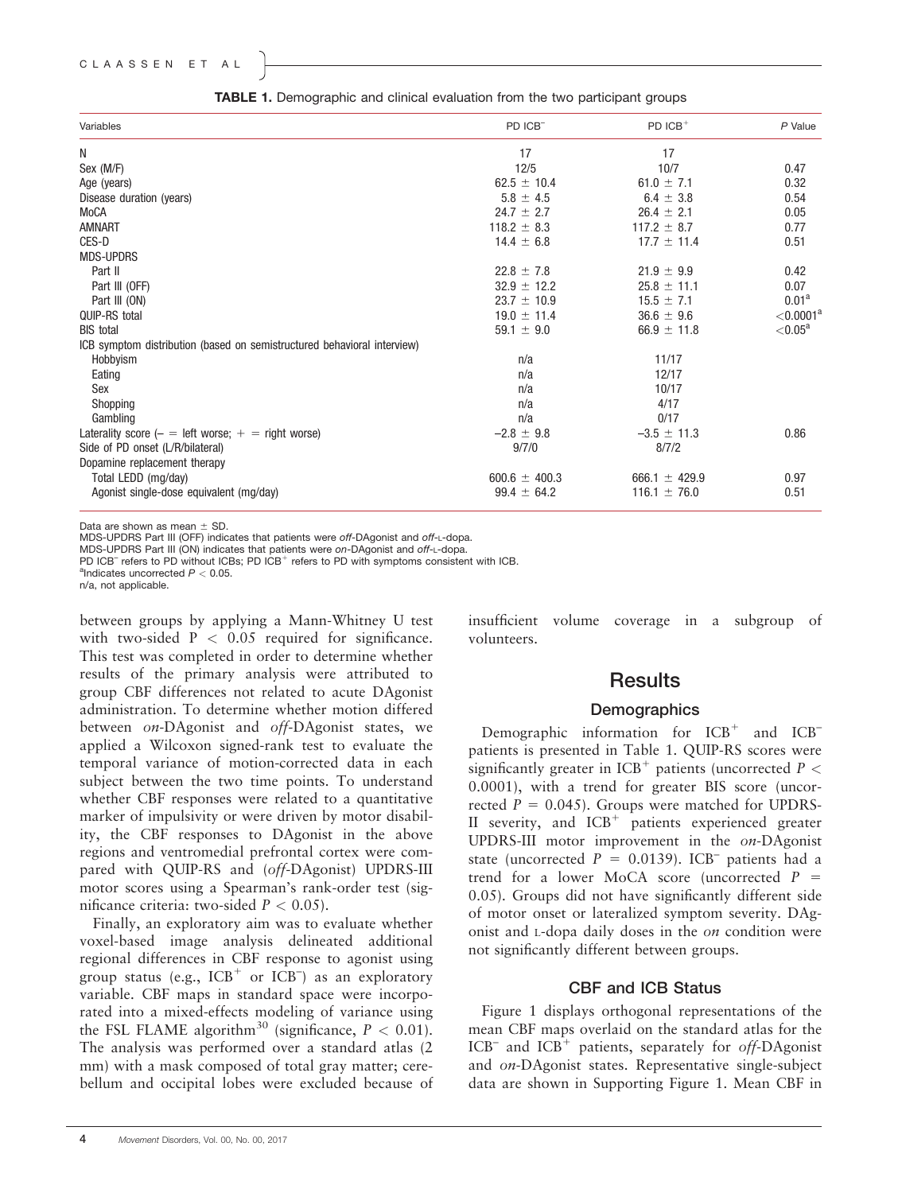**TABLE 1.** Demographic and clinical evaluation from the two participant groups

| Variables | PD ICB⁻ | PD ICB⁺ | P Value |
|---|---|---|---|
| N | 17 | 17 | |
| Sex (M/F) | 12/5 | 10/7 | 0.47 |
| Age (years) | 62.5 ± 10.4 | 61.0 ± 7.1 | 0.32 |
| Disease duration (years) | 5.8 ± 4.5 | 6.4 ± 3.8 | 0.54 |
| MoCA | 24.7 ± 2.7 | 26.4 ± 2.1 | 0.05 |
| AMNART | 118.2 ± 8.3 | 117.2 ± 8.7 | 0.77 |
| CES-D | 14.4 ± 6.8 | 17.7 ± 11.4 | 0.51 |
| MDS-UPDRS | | | |
| Part II | 22.8 ± 7.8 | 21.9 ± 9.9 | 0.42 |
| Part III (OFF) | 32.9 ± 12.2 | 25.8 ± 11.1 | 0.07 |
| Part III (ON) | 23.7 ± 10.9 | 15.5 ± 7.1 | 0.01[a] |
| QUIP-RS total | 19.0 ± 11.4 | 36.6 ± 9.6 | <0.0001[a] |
| BIS total | 59.1 ± 9.0 | 66.9 ± 11.8 | <0.05[a] |
| ICB symptom distribution (based on semistructured behavioral interview) | | | |
| Hobbyism | n/a | 11/17 | |
| Eating | n/a | 12/17 | |
| Sex | n/a | 10/17 | |
| Shopping | n/a | 4/17 | |
| Gambling | n/a | 0/17 | |
| Laterality score (– = left worse; + = right worse) | −2.8 ± 9.8 | −3.5 ± 11.3 | 0.86 |
| Side of PD onset (L/R/bilateral) | 9/7/0 | 8/7/2 | |
| Dopamine replacement therapy | | | |
| Total LEDD (mg/day) | 600.6 ± 400.3 | 666.1 ± 429.9 | 0.97 |
| Agonist single-dose equivalent (mg/day) | 99.4 ± 64.2 | 116.1 ± 76.0 | 0.51 |

Data are shown as mean ± SD.
MDS-UPDRS Part III (OFF) indicates that patients were *off*-DAgonist and *off*-L-dopa.
MDS-UPDRS Part III (ON) indicates that patients were *on*-DAgonist and *off*-L-dopa.
PD ICB⁻ refers to PD without ICBs; PD ICB⁺ refers to PD with symptoms consistent with ICB.
[a]Indicates uncorrected $P < 0.05$.
n/a, not applicable.

between groups by applying a Mann-Whitney U test with two-sided $P < 0.05$ required for significance. This test was completed in order to determine whether results of the primary analysis were attributed to group CBF differences not related to acute DAgonist administration. To determine whether motion differed between *on*-DAgonist and *off*-DAgonist states, we applied a Wilcoxon signed-rank test to evaluate the temporal variance of motion-corrected data in each subject between the two time points. To understand whether CBF responses were related to a quantitative marker of impulsivity or were driven by motor disability, the CBF responses to DAgonist in the above regions and ventromedial prefrontal cortex were compared with QUIP-RS and (*off*-DAgonist) UPDRS-III motor scores using a Spearman's rank-order test (significance criteria: two-sided $P < 0.05$).

Finally, an exploratory aim was to evaluate whether voxel-based image analysis delineated additional regional differences in CBF response to agonist using group status (e.g., ICB⁺ or ICB⁻) as an exploratory variable. CBF maps in standard space were incorporated into a mixed-effects modeling of variance using the FSL FLAME algorithm[30] (significance, $P < 0.01$). The analysis was performed over a standard atlas (2 mm) with a mask composed of total gray matter; cerebellum and occipital lobes were excluded because of insufficient volume coverage in a subgroup of volunteers.

## Results

### Demographics

Demographic information for ICB⁺ and ICB⁻ patients is presented in Table 1. QUIP-RS scores were significantly greater in ICB⁺ patients (uncorrected $P < 0.0001$), with a trend for greater BIS score (uncorrected $P = 0.045$). Groups were matched for UPDRS-II severity, and ICB⁺ patients experienced greater UPDRS-III motor improvement in the *on*-DAgonist state (uncorrected $P = 0.0139$). ICB⁻ patients had a trend for a lower MoCA score (uncorrected $P = 0.05$). Groups did not have significantly different side of motor onset or lateralized symptom severity. DAgonist and L-dopa daily doses in the *on* condition were not significantly different between groups.

### CBF and ICB Status

Figure 1 displays orthogonal representations of the mean CBF maps overlaid on the standard atlas for the ICB⁻ and ICB⁺ patients, separately for *off*-DAgonist and *on*-DAgonist states. Representative single-subject data are shown in Supporting Figure 1. Mean CBF in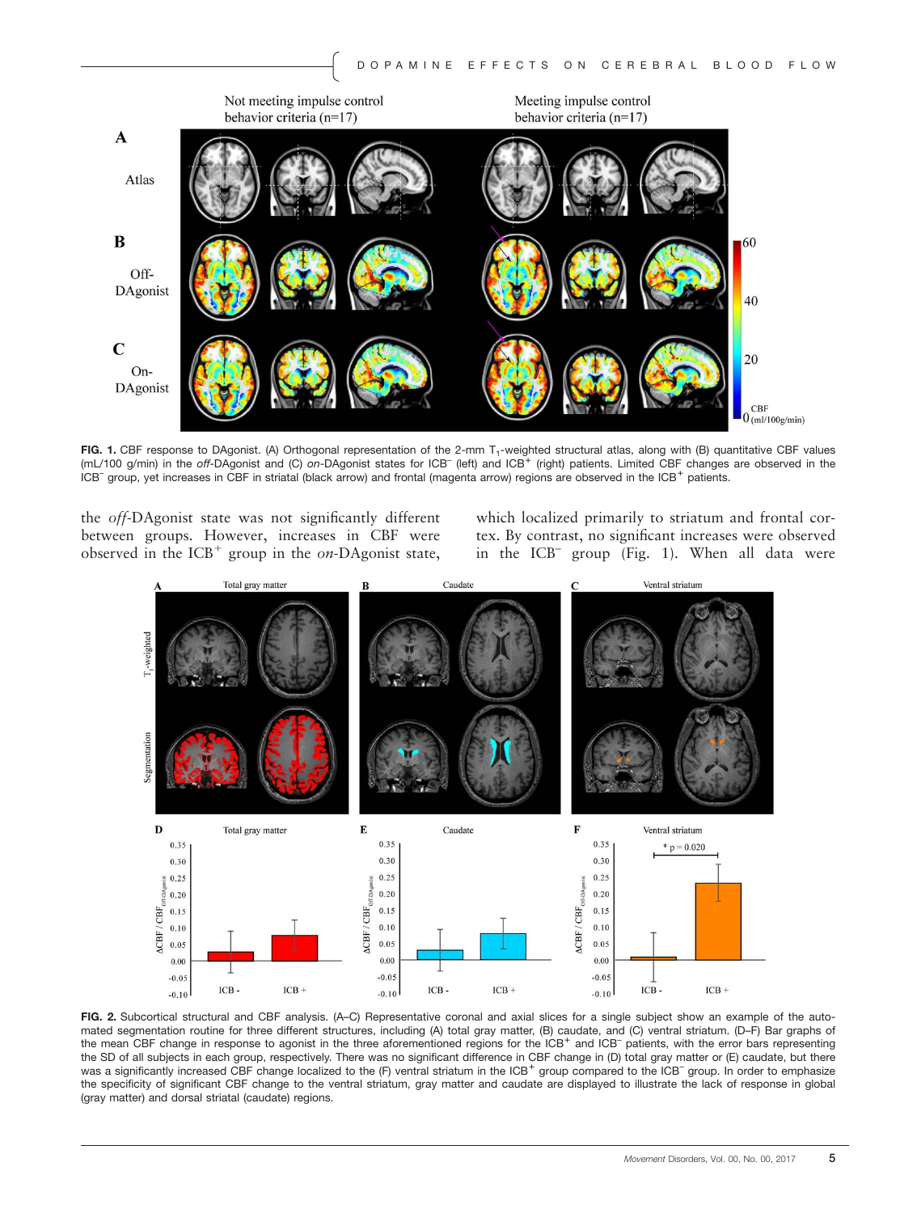FIG. 1. CBF response to DAgonist. (A) Orthogonal representation of the 2-mm $T_1$-weighted structural atlas, along with (B) quantitative CBF values (mL/100 g/min) in the *off*-DAgonist and (C) *on*-DAgonist states for ICB$^-$ (left) and ICB$^+$ (right) patients. Limited CBF changes are observed in the ICB$^-$ group, yet increases in CBF in striatal (black arrow) and frontal (magenta arrow) regions are observed in the ICB$^+$ patients.

the *off*-DAgonist state was not significantly different between groups. However, increases in CBF were observed in the ICB$^+$ group in the *on*-DAgonist state, which localized primarily to striatum and frontal cortex. By contrast, no significant increases were observed in the ICB$^-$ group (Fig. 1). When all data were

FIG. 2. Subcortical structural and CBF analysis. (A–C) Representative coronal and axial slices for a single subject show an example of the automated segmentation routine for three different structures, including (A) total gray matter, (B) caudate, and (C) ventral striatum. (D–F) Bar graphs of the mean CBF change in response to agonist in the three aforementioned regions for the ICB$^+$ and ICB$^-$ patients, with the error bars representing the SD of all subjects in each group, respectively. There was no significant difference in CBF change in (D) total gray matter or (E) caudate, but there was a significantly increased CBF change localized to the (F) ventral striatum in the ICB$^+$ group compared to the ICB$^-$ group. In order to emphasize the specificity of significant CBF change to the ventral striatum, gray matter and caudate are displayed to illustrate the lack of response in global (gray matter) and dorsal striatal (caudate) regions.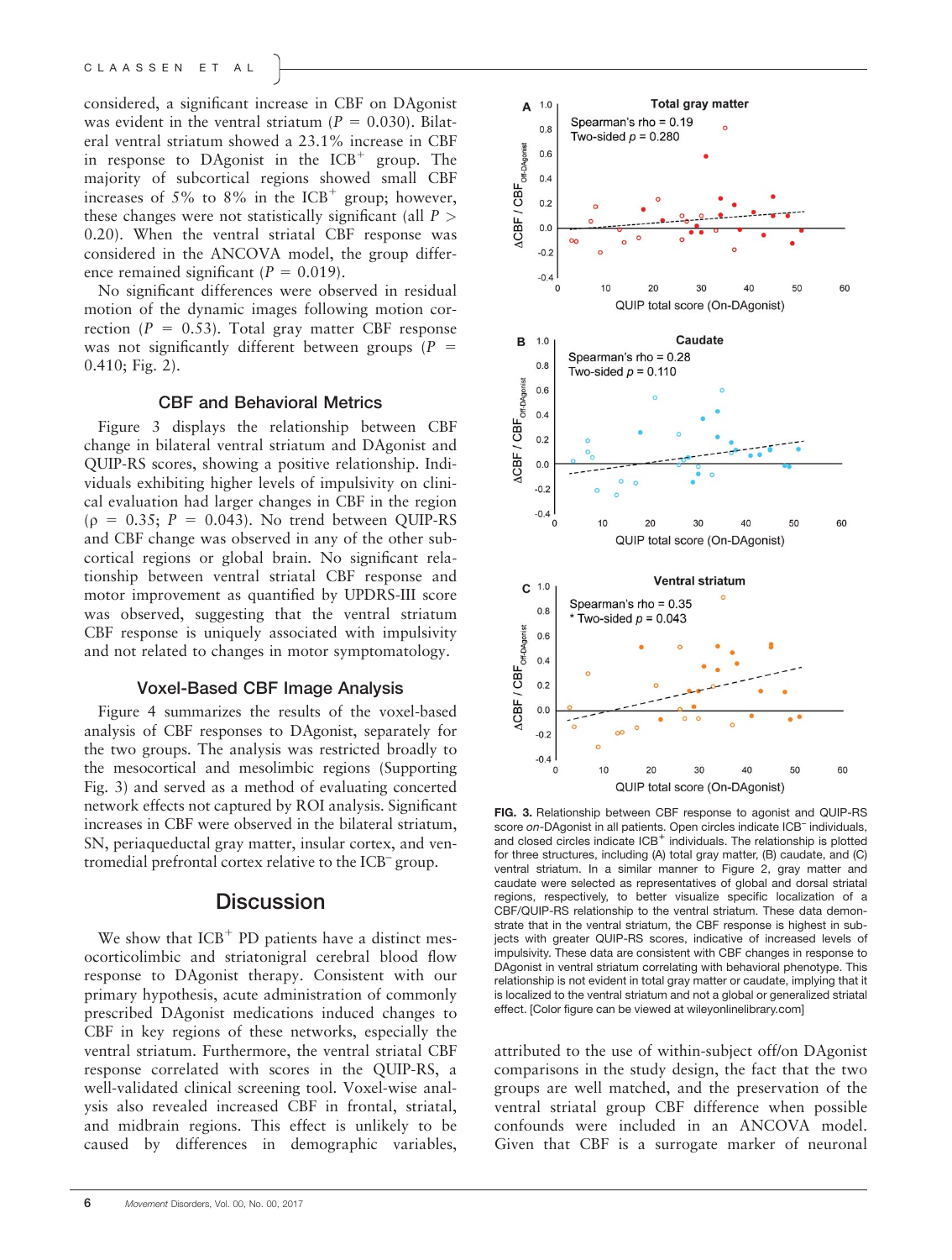considered, a significant increase in CBF on DAgonist was evident in the ventral striatum ($P = 0.030$). Bilateral ventral striatum showed a 23.1% increase in CBF in response to DAgonist in the ICB$^+$ group. The majority of subcortical regions showed small CBF increases of 5% to 8% in the ICB$^+$ group; however, these changes were not statistically significant (all $P > 0.20$). When the ventral striatal CBF response was considered in the ANCOVA model, the group difference remained significant ($P = 0.019$).

No significant differences were observed in residual motion of the dynamic images following motion correction ($P = 0.53$). Total gray matter CBF response was not significantly different between groups ($P = 0.410$; Fig. 2).

### CBF and Behavioral Metrics

Figure 3 displays the relationship between CBF change in bilateral ventral striatum and DAgonist and QUIP-RS scores, showing a positive relationship. Individuals exhibiting higher levels of impulsivity on clinical evaluation had larger changes in CBF in the region ($\rho = 0.35$; $P = 0.043$). No trend between QUIP-RS and CBF change was observed in any of the other subcortical regions or global brain. No significant relationship between ventral striatal CBF response and motor improvement as quantified by UPDRS-III score was observed, suggesting that the ventral striatum CBF response is uniquely associated with impulsivity and not related to changes in motor symptomatology.

### Voxel-Based CBF Image Analysis

Figure 4 summarizes the results of the voxel-based analysis of CBF responses to DAgonist, separately for the two groups. The analysis was restricted broadly to the mesocortical and mesolimbic regions (Supporting Fig. 3) and served as a method of evaluating concerted network effects not captured by ROI analysis. Significant increases in CBF were observed in the bilateral striatum, SN, periaqueductal gray matter, insular cortex, and ventromedial prefrontal cortex relative to the ICB$^-$ group.

**FIG. 3.** Relationship between CBF response to agonist and QUIP-RS score on *on*-DAgonist in all patients. Open circles indicate ICB$^-$ individuals, and closed circles indicate ICB$^+$ individuals. The relationship is plotted for three structures, including (A) total gray matter, (B) caudate, and (C) ventral striatum. In a similar manner to Figure 2, gray matter and caudate were selected as representatives of global and dorsal striatal regions, respectively, to better visualize specific localization of a CBF/QUIP-RS relationship to the ventral striatum. These data demonstrate that in the ventral striatum, the CBF response is highest in subjects with greater QUIP-RS scores, indicative of increased levels of impulsivity. These data are consistent with CBF changes in response to DAgonist in ventral striatum correlating with behavioral phenotype. This relationship is not evident in total gray matter or caudate, implying that it is localized to the ventral striatum and not a global or generalized striatal effect. [Color figure can be viewed at wileyonlinelibrary.com]

## Discussion

We show that ICB$^+$ PD patients have a distinct mesocorticolimbic and striatonigral cerebral blood flow response to DAgonist therapy. Consistent with our primary hypothesis, acute administration of commonly prescribed DAgonist medications induced changes to CBF in key regions of these networks, especially the ventral striatum. Furthermore, the ventral striatal CBF response correlated with scores in the QUIP-RS, a well-validated clinical screening tool. Voxel-wise analysis also revealed increased CBF in frontal, striatal, and midbrain regions. This effect is unlikely to be caused by differences in demographic variables, attributed to the use of within-subject off/on DAgonist comparisons in the study design, the fact that the two groups are well matched, and the preservation of the ventral striatal group CBF difference when possible confounds were included in an ANCOVA model. Given that CBF is a surrogate marker of neuronal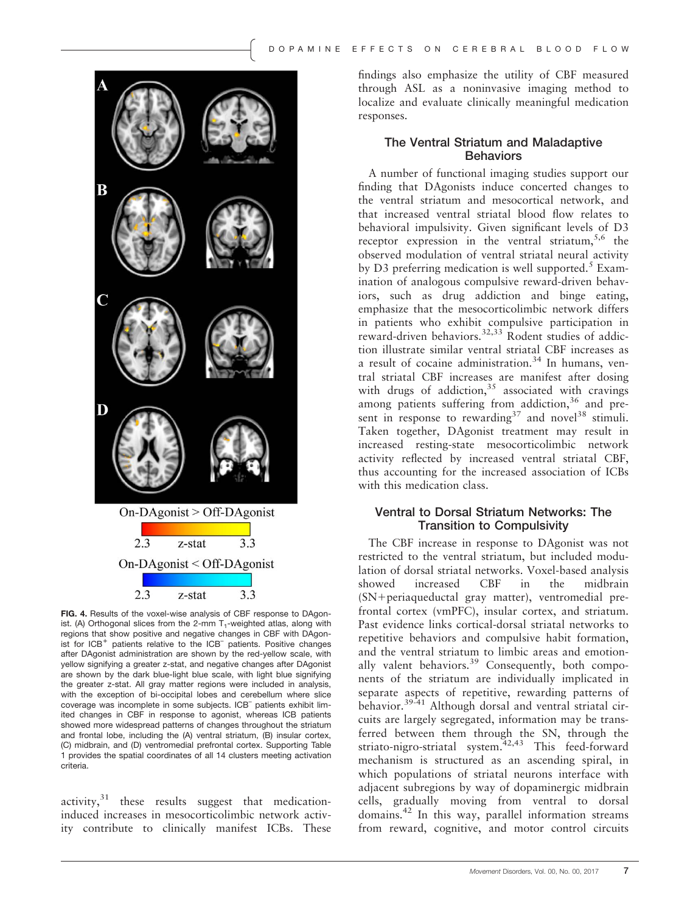**FIG. 4.** Results of the voxel-wise analysis of CBF response to DAgonist. (A) Orthogonal slices from the 2-mm $T_1$-weighted atlas, along with regions that show positive and negative changes in CBF with DAgonist for $ICB^+$ patients relative to the $ICB^-$ patients. Positive changes after DAgonist administration are shown by the red-yellow scale, with yellow signifying a greater z-stat, and negative changes after DAgonist are shown by the dark blue-light blue scale, with light blue signifying the greater z-stat. All gray matter regions were included in analysis, with the exception of bi-occipital lobes and cerebellum where slice coverage was incomplete in some subjects. $ICB^-$ patients exhibit limited changes in CBF in response to agonist, whereas ICB patients showed more widespread patterns of changes throughout the striatum and frontal lobe, including the (A) ventral striatum, (B) insular cortex, (C) midbrain, and (D) ventromedial prefrontal cortex. Supporting Table 1 provides the spatial coordinates of all 14 clusters meeting activation criteria.

activity,[31] these results suggest that medication-induced increases in mesocorticolimbic network activity contribute to clinically manifest ICBs. These findings also emphasize the utility of CBF measured through ASL as a noninvasive imaging method to localize and evaluate clinically meaningful medication responses.

## The Ventral Striatum and Maladaptive Behaviors

A number of functional imaging studies support our finding that DAgonists induce concerted changes to the ventral striatum and mesocortical network, and that increased ventral striatal blood flow relates to behavioral impulsivity. Given significant levels of D3 receptor expression in the ventral striatum,[5,6] the observed modulation of ventral striatal neural activity by D3 preferring medication is well supported.[5] Examination of analogous compulsive reward-driven behaviors, such as drug addiction and binge eating, emphasize that the mesocorticolimbic network differs in patients who exhibit compulsive participation in reward-driven behaviors.[32,33] Rodent studies of addiction illustrate similar ventral striatal CBF increases as a result of cocaine administration.[34] In humans, ventral striatal CBF increases are manifest after dosing with drugs of addiction,[35] associated with cravings among patients suffering from addiction,[36] and present in response to rewarding[37] and novel[38] stimuli. Taken together, DAgonist treatment may result in increased resting-state mesocorticolimbic network activity reflected by increased ventral striatal CBF, thus accounting for the increased association of ICBs with this medication class.

## Ventral to Dorsal Striatum Networks: The Transition to Compulsivity

The CBF increase in response to DAgonist was not restricted to the ventral striatum, but included modulation of dorsal striatal networks. Voxel-based analysis showed increased CBF in the midbrain (SN+periaqueductal gray matter), ventromedial prefrontal cortex (vmPFC), insular cortex, and striatum. Past evidence links cortical-dorsal striatal networks to repetitive behaviors and compulsive habit formation, and the ventral striatum to limbic areas and emotionally valent behaviors.[39] Consequently, both components of the striatum are individually implicated in separate aspects of repetitive, rewarding patterns of behavior.[39-41] Although dorsal and ventral striatal circuits are largely segregated, information may be transferred between them through the SN, through the striato-nigro-striatal system.[42,43] This feed-forward mechanism is structured as an ascending spiral, in which populations of striatal neurons interface with adjacent subregions by way of dopaminergic midbrain cells, gradually moving from ventral to dorsal domains.[42] In this way, parallel information streams from reward, cognitive, and motor control circuits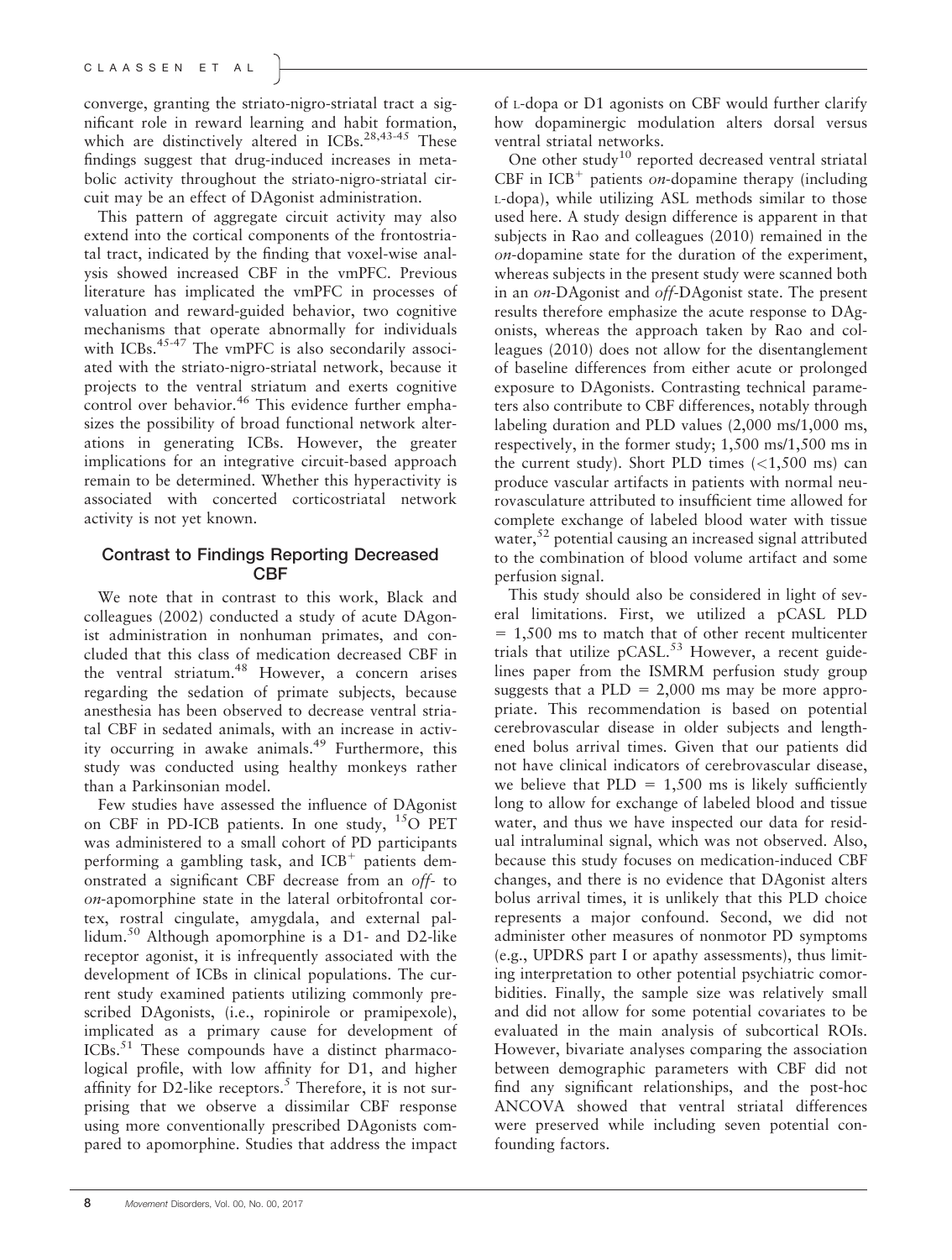converge, granting the striato-nigro-striatal tract a significant role in reward learning and habit formation, which are distinctively altered in ICBs.[28,43-45] These findings suggest that drug-induced increases in metabolic activity throughout the striato-nigro-striatal circuit may be an effect of DAgonist administration.

This pattern of aggregate circuit activity may also extend into the cortical components of the frontostriatal tract, indicated by the finding that voxel-wise analysis showed increased CBF in the vmPFC. Previous literature has implicated the vmPFC in processes of valuation and reward-guided behavior, two cognitive mechanisms that operate abnormally for individuals with ICBs.[45-47] The vmPFC is also secondarily associated with the striato-nigro-striatal network, because it projects to the ventral striatum and exerts cognitive control over behavior.[46] This evidence further emphasizes the possibility of broad functional network alterations in generating ICBs. However, the greater implications for an integrative circuit-based approach remain to be determined. Whether this hyperactivity is associated with concerted corticostriatal network activity is not yet known.

### Contrast to Findings Reporting Decreased CBF

We note that in contrast to this work, Black and colleagues (2002) conducted a study of acute DAgonist administration in nonhuman primates, and concluded that this class of medication decreased CBF in the ventral striatum.[48] However, a concern arises regarding the sedation of primate subjects, because anesthesia has been observed to decrease ventral striatal CBF in sedated animals, with an increase in activity occurring in awake animals.[49] Furthermore, this study was conducted using healthy monkeys rather than a Parkinsonian model.

Few studies have assessed the influence of DAgonist on CBF in PD-ICB patients. In one study, $^{15}O$ PET was administered to a small cohort of PD participants performing a gambling task, and $ICB^+$ patients demonstrated a significant CBF decrease from an *off*- to *on*-apomorphine state in the lateral orbitofrontal cortex, rostral cingulate, amygdala, and external pallidum.[50] Although apomorphine is a D1- and D2-like receptor agonist, it is infrequently associated with the development of ICBs in clinical populations. The current study examined patients utilizing commonly prescribed DAgonists, (i.e., ropinirole or pramipexole), implicated as a primary cause for development of ICBs.[51] These compounds have a distinct pharmacological profile, with low affinity for D1, and higher affinity for D2-like receptors.[5] Therefore, it is not surprising that we observe a dissimilar CBF response using more conventionally prescribed DAgonists compared to apomorphine. Studies that address the impact of L-dopa or D1 agonists on CBF would further clarify how dopaminergic modulation alters dorsal versus ventral striatal networks.

One other study[10] reported decreased ventral striatal CBF in $ICB^+$ patients *on*-dopamine therapy (including L-dopa), while utilizing ASL methods similar to those used here. A study design difference is apparent in that subjects in Rao and colleagues (2010) remained in the *on*-dopamine state for the duration of the experiment, whereas subjects in the present study were scanned both in an *on*-DAgonist and *off*-DAgonist state. The present results therefore emphasize the acute response to DAgonists, whereas the approach taken by Rao and colleagues (2010) does not allow for the disentanglement of baseline differences from either acute or prolonged exposure to DAgonists. Contrasting technical parameters also contribute to CBF differences, notably through labeling duration and PLD values (2,000 ms/1,000 ms, respectively, in the former study; 1,500 ms/1,500 ms in the current study). Short PLD times (<1,500 ms) can produce vascular artifacts in patients with normal neurovasculature attributed to insufficient time allowed for complete exchange of labeled blood water with tissue water,[52] potential causing an increased signal attributed to the combination of blood volume artifact and some perfusion signal.

This study should also be considered in light of several limitations. First, we utilized a pCASL PLD = 1,500 ms to match that of other recent multicenter trials that utilize pCASL.[53] However, a recent guidelines paper from the ISMRM perfusion study group suggests that a PLD = 2,000 ms may be more appropriate. This recommendation is based on potential cerebrovascular disease in older subjects and lengthened bolus arrival times. Given that our patients did not have clinical indicators of cerebrovascular disease, we believe that PLD = 1,500 ms is likely sufficiently long to allow for exchange of labeled blood and tissue water, and thus we have inspected our data for residual intraluminal signal, which was not observed. Also, because this study focuses on medication-induced CBF changes, and there is no evidence that DAgonist alters bolus arrival times, it is unlikely that this PLD choice represents a major confound. Second, we did not administer other measures of nonmotor PD symptoms (e.g., UPDRS part I or apathy assessments), thus limiting interpretation to other potential psychiatric comorbidities. Finally, the sample size was relatively small and did not allow for some potential covariates to be evaluated in the main analysis of subcortical ROIs. However, bivariate analyses comparing the association between demographic parameters with CBF did not find any significant relationships, and the post-hoc ANCOVA showed that ventral striatal differences were preserved while including seven potential confounding factors.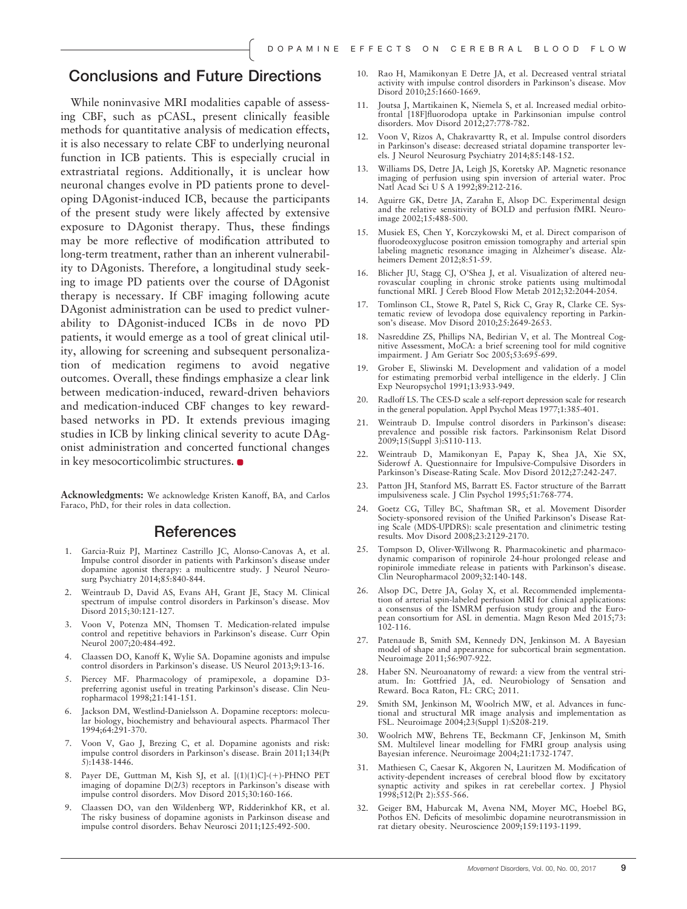## Conclusions and Future Directions

While noninvasive MRI modalities capable of assessing CBF, such as pCASL, present clinically feasible methods for quantitative analysis of medication effects, it is also necessary to relate CBF to underlying neuronal function in ICB patients. This is especially crucial in extrastriatal regions. Additionally, it is unclear how neuronal changes evolve in PD patients prone to developing DAgonist-induced ICB, because the participants of the present study were likely affected by extensive exposure to DAgonist therapy. Thus, these findings may be more reflective of modification attributed to long-term treatment, rather than an inherent vulnerability to DAgonists. Therefore, a longitudinal study seeking to image PD patients over the course of DAgonist therapy is necessary. If CBF imaging following acute DAgonist administration can be used to predict vulnerability to DAgonist-induced ICBs in de novo PD patients, it would emerge as a tool of great clinical utility, allowing for screening and subsequent personalization of medication regimens to avoid negative outcomes. Overall, these findings emphasize a clear link between medication-induced, reward-driven behaviors and medication-induced CBF changes to key reward-based networks in PD. It extends previous imaging studies in ICB by linking clinical severity to acute DAgonist administration and concerted functional changes in key mesocorticolimbic structures.

**Acknowledgments:** We acknowledge Kristen Kanoff, BA, and Carlos Faraco, PhD, for their roles in data collection.

## References

1. Garcia-Ruiz PJ, Martinez Castrillo JC, Alonso-Canovas A, et al. Impulse control disorder in patients with Parkinson's disease under dopamine agonist therapy: a multicentre study. J Neurol Neurosurg Psychiatry 2014;85:840-844.
2. Weintraub D, David AS, Evans AH, Grant JE, Stacy M. Clinical spectrum of impulse control disorders in Parkinson's disease. Mov Disord 2015;30:121-127.
3. Voon V, Potenza MN, Thomsen T. Medication-related impulse control and repetitive behaviors in Parkinson's disease. Curr Opin Neurol 2007;20:484-492.
4. Claassen DO, Kanoff K, Wylie SA. Dopamine agonists and impulse control disorders in Parkinson's disease. US Neurol 2013;9:13-16.
5. Piercey MF. Pharmacology of pramipexole, a dopamine D3-preferring agonist useful in treating Parkinson's disease. Clin Neuropharmacol 1998;21:141-151.
6. Jackson DM, Westlind-Danielsson A. Dopamine receptors: molecular biology, biochemistry and behavioural aspects. Pharmacol Ther 1994;64:291-370.
7. Voon V, Gao J, Brezing C, et al. Dopamine agonists and risk: impulse control disorders in Parkinson's disease. Brain 2011;134(Pt 5):1438-1446.
8. Payer DE, Guttman M, Kish SJ, et al. [(1)(1)C]-(+)-PHNO PET imaging of dopamine D(2/3) receptors in Parkinson's disease with impulse control disorders. Mov Disord 2015;30:160-166.
9. Claassen DO, van den Wildenberg WP, Ridderinkhof KR, et al. The risky business of dopamine agonists in Parkinson disease and impulse control disorders. Behav Neurosci 2011;125:492-500.
10. Rao H, Mamikonyan E Detre JA, et al. Decreased ventral striatal activity with impulse control disorders in Parkinson's disease. Mov Disord 2010;25:1660-1669.
11. Joutsa J, Martikainen K, Niemela S, et al. Increased medial orbitofrontal [18F]fluorodopa uptake in Parkinsonian impulse control disorders. Mov Disord 2012;27:778-782.
12. Voon V, Rizos A, Chakravartty R, et al. Impulse control disorders in Parkinson's disease: decreased striatal dopamine transporter levels. J Neurol Neurosurg Psychiatry 2014;85:148-152.
13. Williams DS, Detre JA, Leigh JS, Koretsky AP. Magnetic resonance imaging of perfusion using spin inversion of arterial water. Proc Natl Acad Sci U S A 1992;89:212-216.
14. Aguirre GK, Detre JA, Zarahn E, Alsop DC. Experimental design and the relative sensitivity of BOLD and perfusion fMRI. Neuroimage 2002;15:488-500.
15. Musiek ES, Chen Y, Korczykowski M, et al. Direct comparison of fluorodeoxyglucose positron emission tomography and arterial spin labeling magnetic resonance imaging in Alzheimer's disease. Alzheimers Dement 2012;8:51-59.
16. Blicher JU, Stagg CJ, O'Shea J, et al. Visualization of altered neurovascular coupling in chronic stroke patients using multimodal functional MRI. J Cereb Blood Flow Metab 2012;32:2044-2054.
17. Tomlinson CL, Stowe R, Patel S, Rick C, Gray R, Clarke CE. Systematic review of levodopa dose equivalency reporting in Parkinson's disease. Mov Disord 2010;25:2649-2653.
18. Nasreddine ZS, Phillips NA, Bedirian V, et al. The Montreal Cognitive Assessment, MoCA: a brief screening tool for mild cognitive impairment. J Am Geriatr Soc 2005;53:695-699.
19. Grober E, Sliwinski M. Development and validation of a model for estimating premorbid verbal intelligence in the elderly. J Clin Exp Neuropsychol 1991;13:933-949.
20. Radloff LS. The CES-D scale a self-report depression scale for research in the general population. Appl Psychol Meas 1977;1:385-401.
21. Weintraub D. Impulse control disorders in Parkinson's disease: prevalence and possible risk factors. Parkinsonism Relat Disord 2009;15(Suppl 3):S110-113.
22. Weintraub D, Mamikonyan E, Papay K, Shea JA, Xie SX, Siderowf A. Questionnaire for Impulsive-Compulsive Disorders in Parkinson's Disease-Rating Scale. Mov Disord 2012;27:242-247.
23. Patton JH, Stanford MS, Barratt ES. Factor structure of the Barratt impulsiveness scale. J Clin Psychol 1995;51:768-774.
24. Goetz CG, Tilley BC, Shaftman SR, et al. Movement Disorder Society-sponsored revision of the Unified Parkinson's Disease Rating Scale (MDS-UPDRS): scale presentation and clinimetric testing results. Mov Disord 2008;23:2129-2170.
25. Tompson D, Oliver-Willwong R. Pharmacokinetic and pharmacodynamic comparison of ropinirole 24-hour prolonged release and ropinirole immediate release in patients with Parkinson's disease. Clin Neuropharmacol 2009;32:140-148.
26. Alsop DC, Detre JA, Golay X, et al. Recommended implementation of arterial spin-labeled perfusion MRI for clinical applications: a consensus of the ISMRM perfusion study group and the European consortium for ASL in dementia. Magn Reson Med 2015;73:102-116.
27. Patenaude B, Smith SM, Kennedy DN, Jenkinson M. A Bayesian model of shape and appearance for subcortical brain segmentation. Neuroimage 2011;56:907-922.
28. Haber SN. Neuroanatomy of reward: a view from the ventral striatum. In: Gottfried JA, ed. Neurobiology of Sensation and Reward. Boca Raton, FL: CRC; 2011.
29. Smith SM, Jenkinson M, Woolrich MW, et al. Advances in functional and structural MR image analysis and implementation as FSL. Neuroimage 2004;23(Suppl 1):S208-219.
30. Woolrich MW, Behrens TE, Beckmann CF, Jenkinson M, Smith SM. Multilevel linear modelling for FMRI group analysis using Bayesian inference. Neuroimage 2004;21:1732-1747.
31. Mathiesen C, Caesar K, Akgoren N, Lauritzen M. Modification of activity-dependent increases of cerebral blood flow by excitatory synaptic activity and spikes in rat cerebellar cortex. J Physiol 1998;512(Pt 2):555-566.
32. Geiger BM, Haburcak M, Avena NM, Moyer MC, Hoebel BG, Pothos EN. Deficits of mesolimbic dopamine neurotransmission in rat dietary obesity. Neuroscience 2009;159:1193-1199.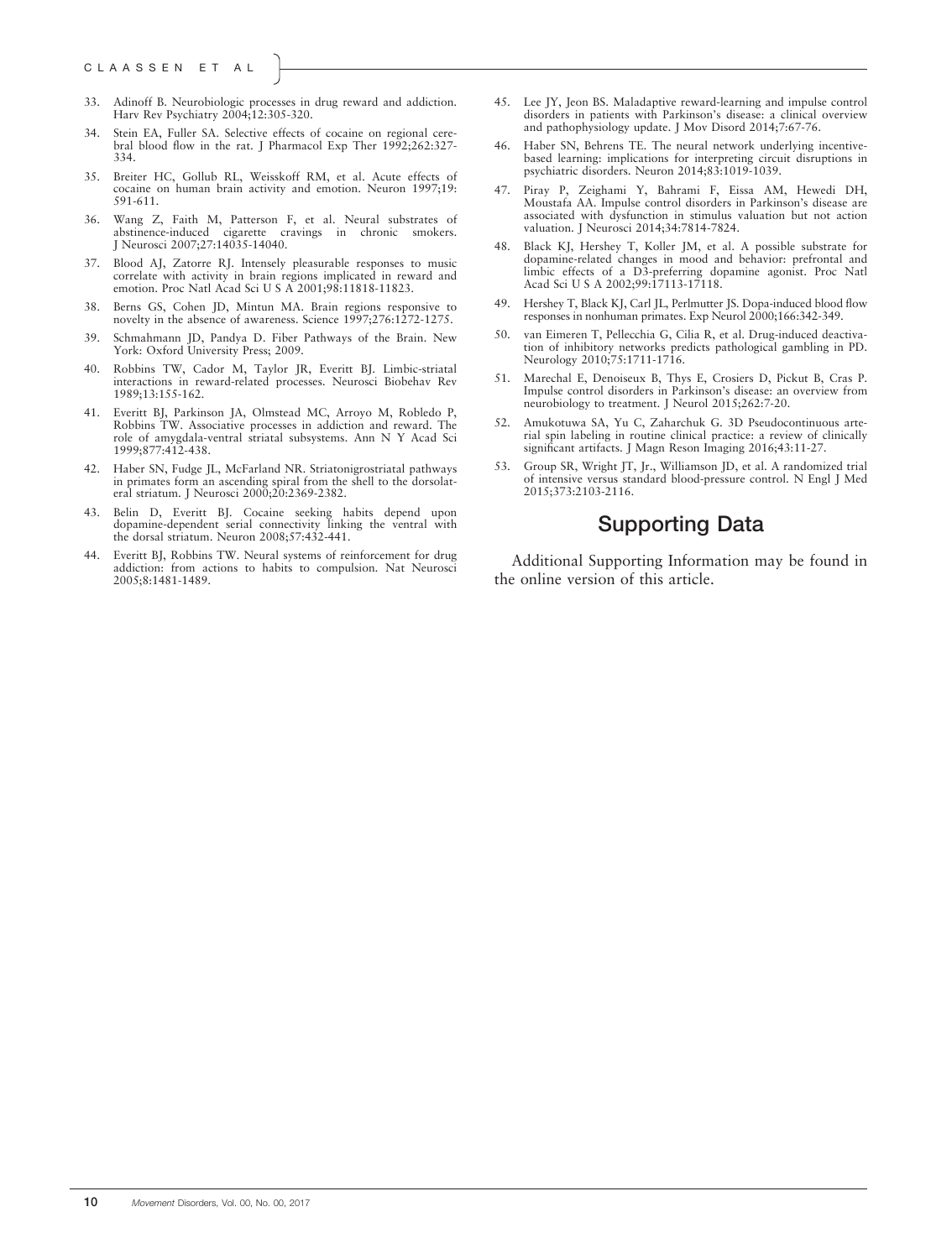33. Adinoff B. Neurobiologic processes in drug reward and addiction. Harv Rev Psychiatry 2004;12:305-320.
34. Stein EA, Fuller SA. Selective effects of cocaine on regional cerebral blood flow in the rat. J Pharmacol Exp Ther 1992;262:327-334.
35. Breiter HC, Gollub RL, Weisskoff RM, et al. Acute effects of cocaine on human brain activity and emotion. Neuron 1997;19: 591-611.
36. Wang Z, Faith M, Patterson F, et al. Neural substrates of abstinence-induced cigarette cravings in chronic smokers. J Neurosci 2007;27:14035-14040.
37. Blood AJ, Zatorre RJ. Intensely pleasurable responses to music correlate with activity in brain regions implicated in reward and emotion. Proc Natl Acad Sci U S A 2001;98:11818-11823.
38. Berns GS, Cohen JD, Mintun MA. Brain regions responsive to novelty in the absence of awareness. Science 1997;276:1272-1275.
39. Schmahmann JD, Pandya D. Fiber Pathways of the Brain. New York: Oxford University Press; 2009.
40. Robbins TW, Cador M, Taylor JR, Everitt BJ. Limbic-striatal interactions in reward-related processes. Neurosci Biobehav Rev 1989;13:155-162.
41. Everitt BJ, Parkinson JA, Olmstead MC, Arroyo M, Robledo P, Robbins TW. Associative processes in addiction and reward. The role of amygdala-ventral striatal subsystems. Ann N Y Acad Sci 1999;877:412-438.
42. Haber SN, Fudge JL, McFarland NR. Striatonigrostriatal pathways in primates form an ascending spiral from the shell to the dorsolateral striatum. J Neurosci 2000;20:2369-2382.
43. Belin D, Everitt BJ. Cocaine seeking habits depend upon dopamine-dependent serial connectivity linking the ventral with the dorsal striatum. Neuron 2008;57:432-441.
44. Everitt BJ, Robbins TW. Neural systems of reinforcement for drug addiction: from actions to habits to compulsion. Nat Neurosci 2005;8:1481-1489.
45. Lee JY, Jeon BS. Maladaptive reward-learning and impulse control disorders in patients with Parkinson's disease: a clinical overview and pathophysiology update. J Mov Disord 2014;7:67-76.
46. Haber SN, Behrens TE. The neural network underlying incentive-based learning: implications for interpreting circuit disruptions in psychiatric disorders. Neuron 2014;83:1019-1039.
47. Piray P, Zeighami Y, Bahrami F, Eissa AM, Hewedi DH, Moustafa AA. Impulse control disorders in Parkinson's disease are associated with dysfunction in stimulus valuation but not action valuation. J Neurosci 2014;34:7814-7824.
48. Black KJ, Hershey T, Koller JM, et al. A possible substrate for dopamine-related changes in mood and behavior: prefrontal and limbic effects of a D3-preferring dopamine agonist. Proc Natl Acad Sci U S A 2002;99:17113-17118.
49. Hershey T, Black KJ, Carl JL, Perlmutter JS. Dopa-induced blood flow responses in nonhuman primates. Exp Neurol 2000;166:342-349.
50. van Eimeren T, Pellecchia G, Cilia R, et al. Drug-induced deactivation of inhibitory networks predicts pathological gambling in PD. Neurology 2010;75:1711-1716.
51. Marechal E, Denoiseux B, Thys E, Crosiers D, Pickut B, Cras P. Impulse control disorders in Parkinson's disease: an overview from neurobiology to treatment. J Neurol 2015;262:7-20.
52. Amukotuwa SA, Yu C, Zaharchuk G. 3D Pseudocontinuous arterial spin labeling in routine clinical practice: a review of clinically significant artifacts. J Magn Reson Imaging 2016;43:11-27.
53. Group SR, Wright JT, Jr., Williamson JD, et al. A randomized trial of intensive versus standard blood-pressure control. N Engl J Med 2015;373:2103-2116.

## Supporting Data

Additional Supporting Information may be found in the online version of this article.